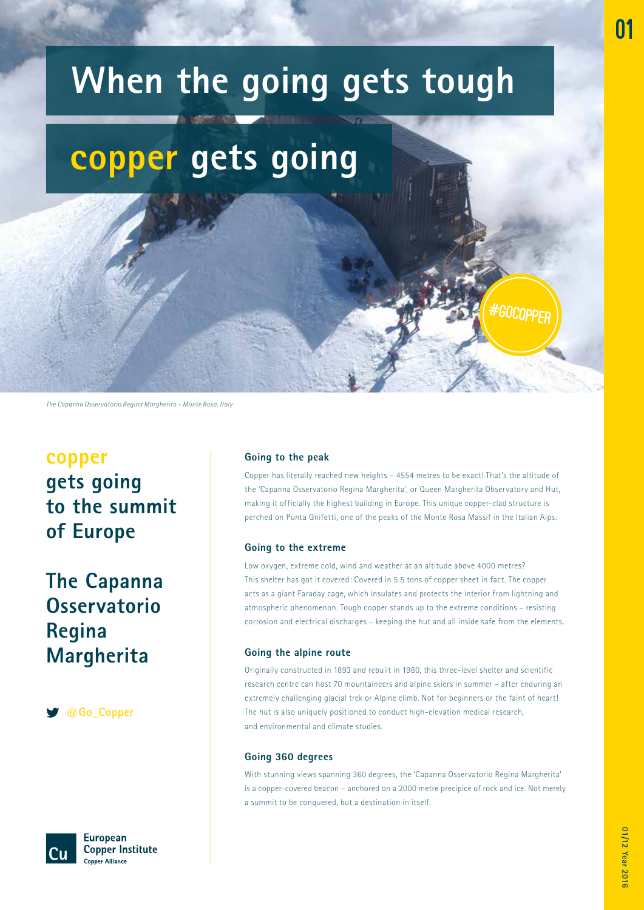# When the going gets tough

# copper gets going

#GOCOPPER

*The Capanna Osservatorio Regina Margherita – Monte Rosa, Italy*

## copper gets going to the summit of Europe

## The Capanna Osservatorio Regina Margherita

@Go_Copper

### Going to the peak

Copper has literally reached new heights – 4554 metres to be exact! That's the altitude of the 'Capanna Osservatorio Regina Margherita', or Queen Margherita Observatory and Hut, making it officially the highest building in Europe. This unique copper-clad structure is perched on Punta Gnifetti, one of the peaks of the Monte Rosa Massif in the Italian Alps.

### Going to the extreme

Low oxygen, extreme cold, wind and weather at an altitude above 4000 metres? This shelter has got it covered: Covered in 5.5 tons of copper sheet in fact. The copper acts as a giant Faraday cage, which insulates and protects the interior from lightning and atmospheric phenomenon. Tough copper stands up to the extreme conditions – resisting corrosion and electrical discharges – keeping the hut and all inside safe from the elements.

### Going the alpine route

Originally constructed in 1893 and rebuilt in 1980, this three-level shelter and scientific research centre can host 70 mountaineers and alpine skiers in summer – after enduring an extremely challenging glacial trek or Alpine climb. Not for beginners or the faint of heart! The hut is also uniquely positioned to conduct high-elevation medical research, and environmental and climate studies.

### Going 360 degrees

With stunning views spanning 360 degrees, the 'Capanna Osservatorio Regina Margherita' is a copper-covered beacon – anchored on a 2000 metre precipice of rock and ice. Not merely a summit to be conquered, but a destination in itself.

Cu European Copper Institute
Copper Alliance

01/12 Year 2016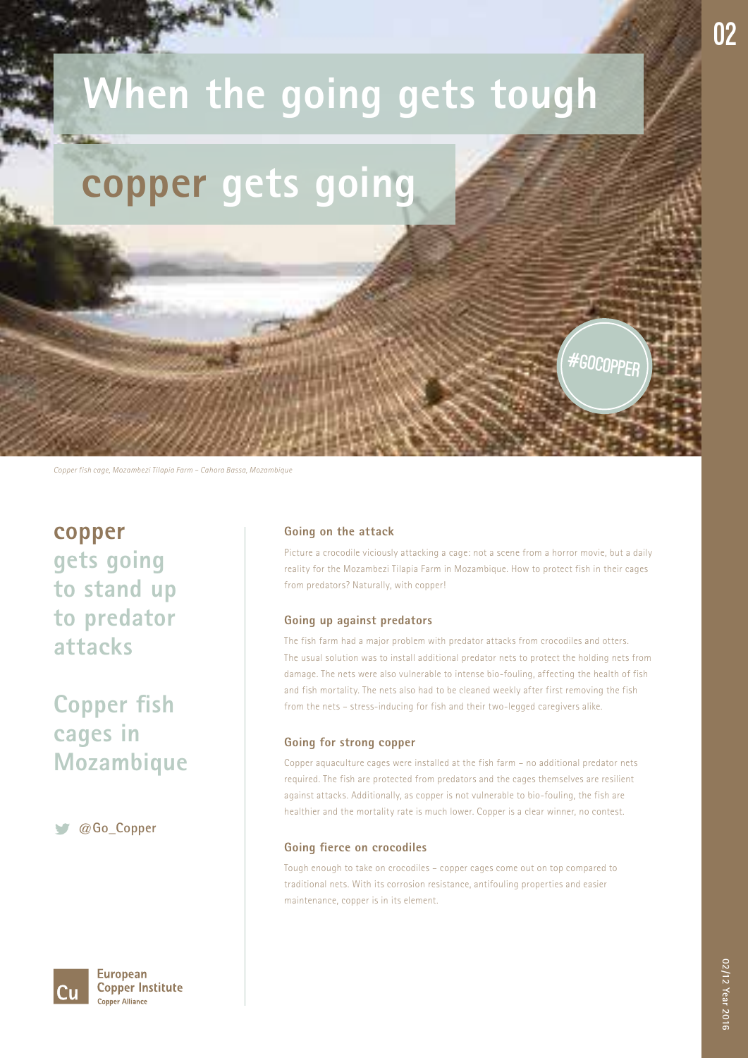# When the going gets tough copper gets going

#GOCOPPER

*Copper fish cage, Mozambezi Tilapia Farm – Cahora Bassa, Mozambique*

## copper gets going to stand up to predator attacks

## Copper fish cages in Mozambique

@Go_Copper

### Going on the attack

Picture a crocodile viciously attacking a cage: not a scene from a horror movie, but a daily reality for the Mozambezi Tilapia Farm in Mozambique. How to protect fish in their cages from predators? Naturally, with copper!

### Going up against predators

The fish farm had a major problem with predator attacks from crocodiles and otters. The usual solution was to install additional predator nets to protect the holding nets from damage. The nets were also vulnerable to intense bio-fouling, affecting the health of fish and fish mortality. The nets also had to be cleaned weekly after first removing the fish from the nets – stress-inducing for fish and their two-legged caregivers alike.

### Going for strong copper

Copper aquaculture cages were installed at the fish farm – no additional predator nets required. The fish are protected from predators and the cages themselves are resilient against attacks. Additionally, as copper is not vulnerable to bio-fouling, the fish are healthier and the mortality rate is much lower. Copper is a clear winner, no contest.

### Going fierce on crocodiles

Tough enough to take on crocodiles – copper cages come out on top compared to traditional nets. With its corrosion resistance, antifouling properties and easier maintenance, copper is in its element.

Cu European Copper Institute
Copper Alliance

02/12 Year 2016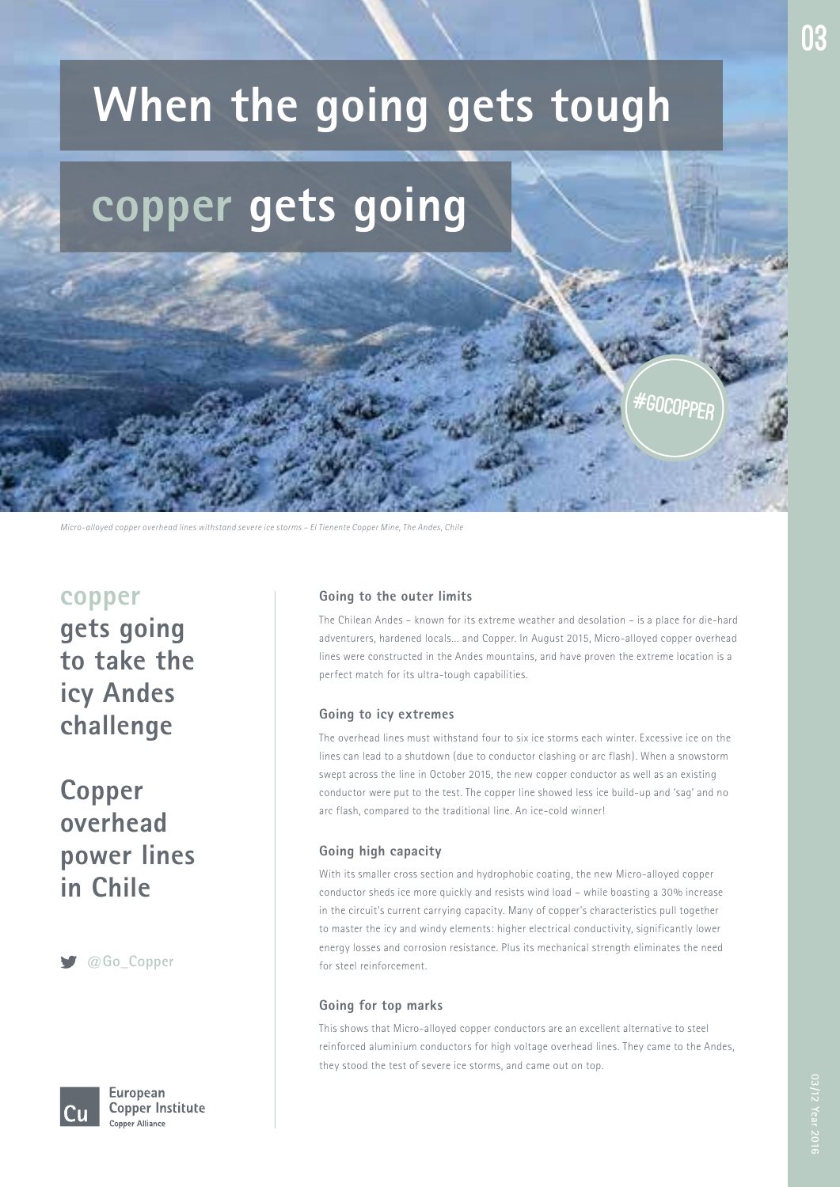# When the going gets tough copper gets going

#GOCOPPER

*Micro-alloyed copper overhead lines withstand severe ice storms – El Tienente Copper Mine, The Andes, Chile*

## copper gets going to take the icy Andes challenge

## Copper overhead power lines in Chile

@Go_Copper

### Going to the outer limits

The Chilean Andes – known for its extreme weather and desolation – is a place for die-hard adventurers, hardened locals... and Copper. In August 2015, Micro-alloyed copper overhead lines were constructed in the Andes mountains, and have proven the extreme location is a perfect match for its ultra-tough capabilities.

### Going to icy extremes

The overhead lines must withstand four to six ice storms each winter. Excessive ice on the lines can lead to a shutdown (due to conductor clashing or arc flash). When a snowstorm swept across the line in October 2015, the new copper conductor as well as an existing conductor were put to the test. The copper line showed less ice build-up and 'sag' and no arc flash, compared to the traditional line. An ice-cold winner!

### Going high capacity

With its smaller cross section and hydrophobic coating, the new Micro-alloyed copper conductor sheds ice more quickly and resists wind load – while boasting a 30% increase in the circuit's current carrying capacity. Many of copper's characteristics pull together to master the icy and windy elements: higher electrical conductivity, significantly lower energy losses and corrosion resistance. Plus its mechanical strength eliminates the need for steel reinforcement.

### Going for top marks

This shows that Micro-alloyed copper conductors are an excellent alternative to steel reinforced aluminium conductors for high voltage overhead lines. They came to the Andes, they stood the test of severe ice storms, and came out on top.

Cu European Copper Institute
Copper Alliance

03/12 Year 2016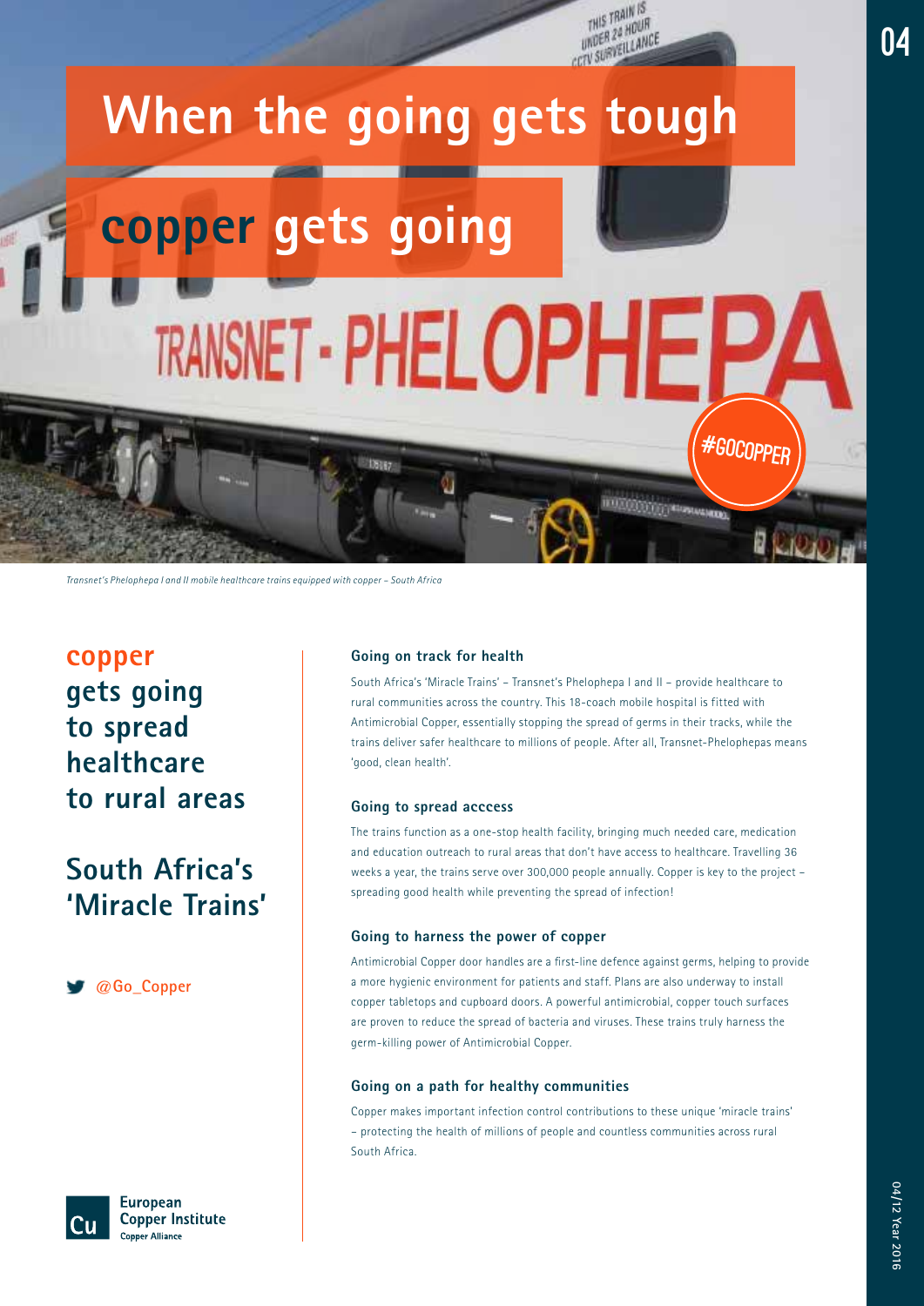# When the going gets tough copper gets going

*Transnet's Phelophepa I and II mobile healthcare trains equipped with copper – South Africa*

## copper gets going to spread healthcare to rural areas

## South Africa's 'Miracle Trains'

@Go_Copper

### Going on track for health

South Africa's 'Miracle Trains' – Transnet's Phelophepa I and II – provide healthcare to rural communities across the country. This 18-coach mobile hospital is fitted with Antimicrobial Copper, essentially stopping the spread of germs in their tracks, while the trains deliver safer healthcare to millions of people. After all, Transnet-Phelophepas means 'good, clean health'.

### Going to spread acccess

The trains function as a one-stop health facility, bringing much needed care, medication and education outreach to rural areas that don't have access to healthcare. Travelling 36 weeks a year, the trains serve over 300,000 people annually. Copper is key to the project – spreading good health while preventing the spread of infection!

### Going to harness the power of copper

Antimicrobial Copper door handles are a first-line defence against germs, helping to provide a more hygienic environment for patients and staff. Plans are also underway to install copper tabletops and cupboard doors. A powerful antimicrobial, copper touch surfaces are proven to reduce the spread of bacteria and viruses. These trains truly harness the germ-killing power of Antimicrobial Copper.

### Going on a path for healthy communities

Copper makes important infection control contributions to these unique 'miracle trains' – protecting the health of millions of people and countless communities across rural South Africa.

European Copper Institute
Copper Alliance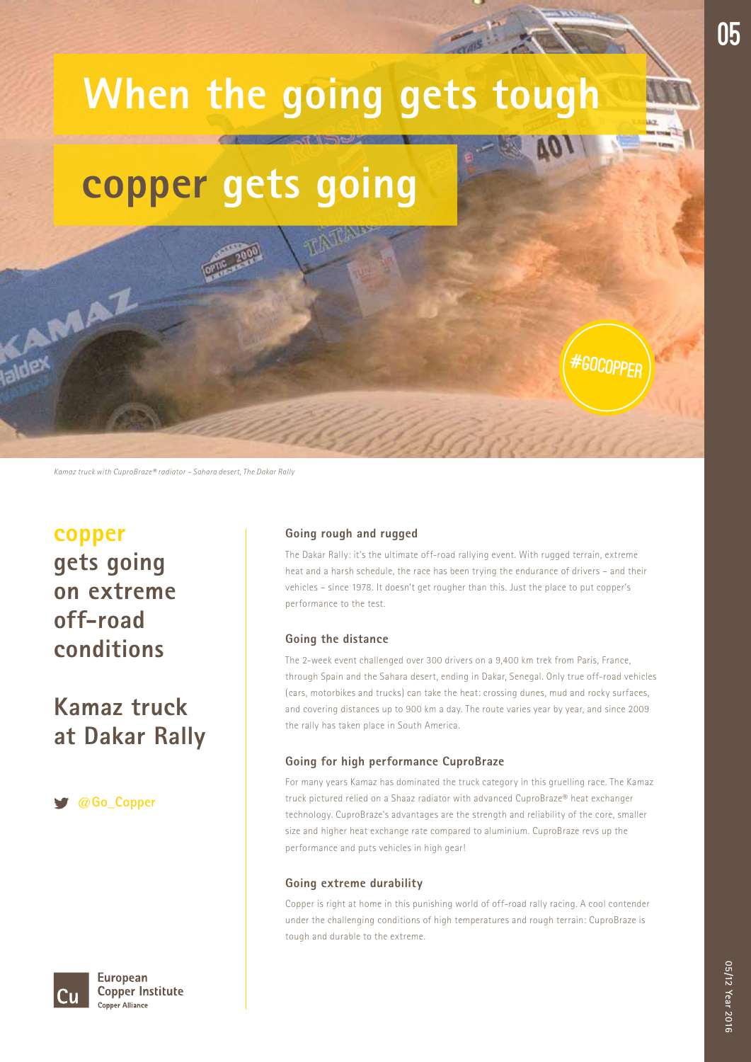# When the going gets tough copper gets going

#GOCOPPER

*Kamaz truck with CuproBraze® radiator – Sahara desert, The Dakar Rally*

## copper gets going on extreme off-road conditions

## Kamaz truck at Dakar Rally

@Go_Copper

### Going rough and rugged

The Dakar Rally: it's the ultimate off-road rallying event. With rugged terrain, extreme heat and a harsh schedule, the race has been trying the endurance of drivers – and their vehicles – since 1978. It doesn't get rougher than this. Just the place to put copper's performance to the test.

### Going the distance

The 2-week event challenged over 300 drivers on a 9,400 km trek from Paris, France, through Spain and the Sahara desert, ending in Dakar, Senegal. Only true off-road vehicles (cars, motorbikes and trucks) can take the heat: crossing dunes, mud and rocky surfaces, and covering distances up to 900 km a day. The route varies year by year, and since 2009 the rally has taken place in South America.

### Going for high performance CuproBraze

For many years Kamaz has dominated the truck category in this gruelling race. The Kamaz truck pictured relied on a Shaaz radiator with advanced CuproBraze® heat exchanger technology. CuproBraze's advantages are the strength and reliability of the core, smaller size and higher heat exchange rate compared to aluminium. CuproBraze revs up the performance and puts vehicles in high gear!

### Going extreme durability

Copper is right at home in this punishing world of off-road rally racing. A cool contender under the challenging conditions of high temperatures and rough terrain: CuproBraze is tough and durable to the extreme.

European Copper Institute
Copper Alliance

05/12 Year 2016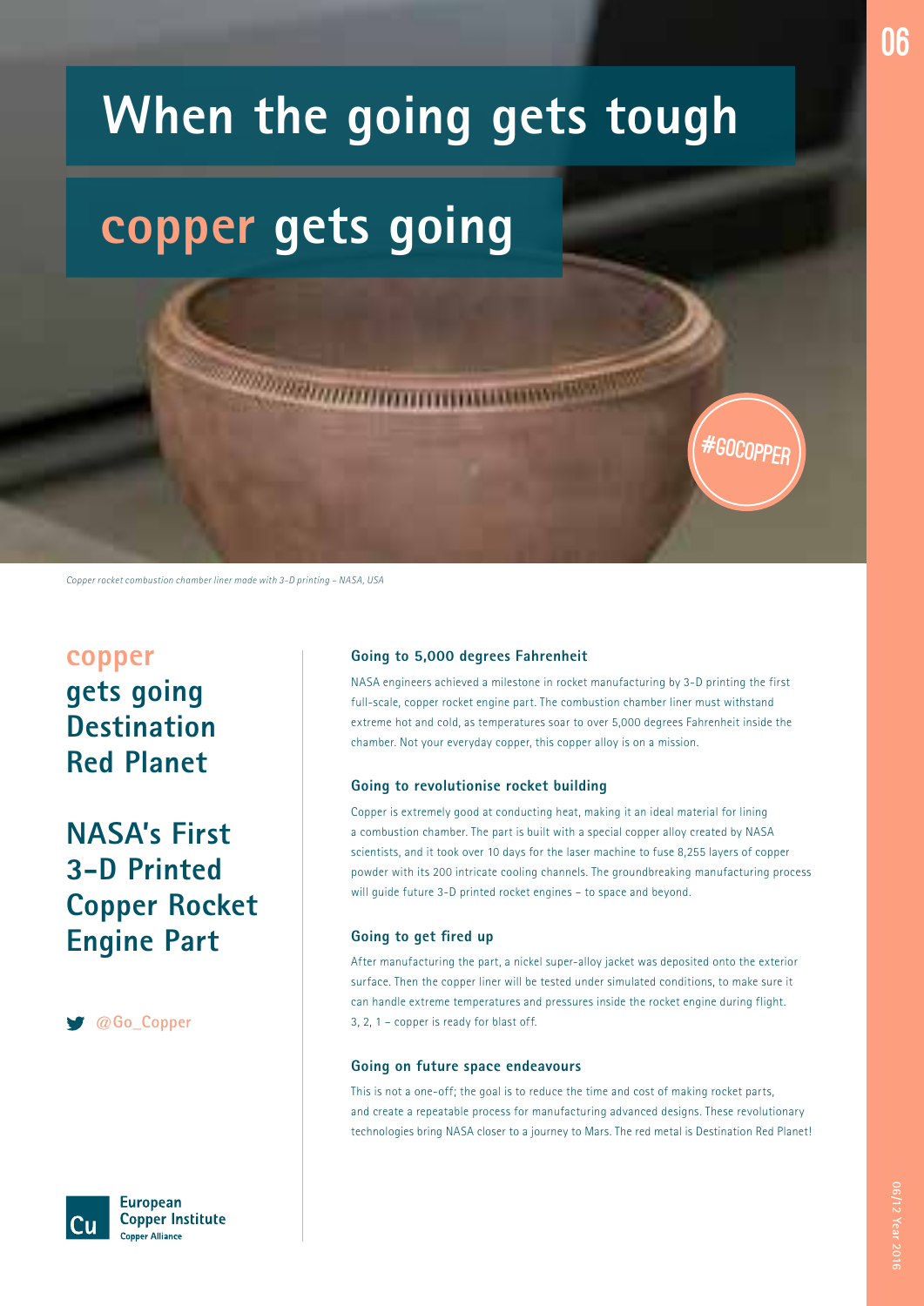# When the going gets tough

# copper gets going

#GOCOPPER

*Copper rocket combustion chamber liner made with 3-D printing – NASA, USA*

## copper gets going Destination Red Planet

## NASA's First 3-D Printed Copper Rocket Engine Part

@Go_Copper

### Going to 5,000 degrees Fahrenheit

NASA engineers achieved a milestone in rocket manufacturing by 3-D printing the first full-scale, copper rocket engine part. The combustion chamber liner must withstand extreme hot and cold, as temperatures soar to over 5,000 degrees Fahrenheit inside the chamber. Not your everyday copper, this copper alloy is on a mission.

### Going to revolutionise rocket building

Copper is extremely good at conducting heat, making it an ideal material for lining a combustion chamber. The part is built with a special copper alloy created by NASA scientists, and it took over 10 days for the laser machine to fuse 8,255 layers of copper powder with its 200 intricate cooling channels. The groundbreaking manufacturing process will guide future 3-D printed rocket engines – to space and beyond.

### Going to get fired up

After manufacturing the part, a nickel super-alloy jacket was deposited onto the exterior surface. Then the copper liner will be tested under simulated conditions, to make sure it can handle extreme temperatures and pressures inside the rocket engine during flight. 3, 2, 1 – copper is ready for blast off.

### Going on future space endeavours

This is not a one-off; the goal is to reduce the time and cost of making rocket parts, and create a repeatable process for manufacturing advanced designs. These revolutionary technologies bring NASA closer to a journey to Mars. The red metal is Destination Red Planet!

Cu European Copper Institute
Copper Alliance

06/12 Year 2016